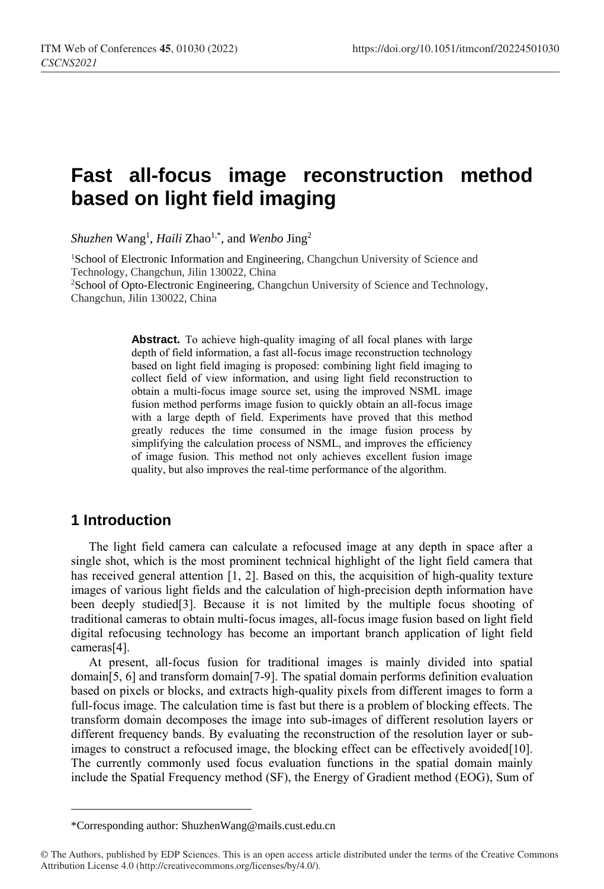# Fast all-focus image reconstruction method based on light field imaging

*Shuzhen* Wang[1], *Haili* Zhao[1,*], and *Wenbo* Jing[2]

[1]School of Electronic Information and Engineering, Changchun University of Science and Technology, Changchun, Jilin 130022, China

[2]School of Opto-Electronic Engineering, Changchun University of Science and Technology, Changchun, Jilin 130022, China

**Abstract.** To achieve high-quality imaging of all focal planes with large depth of field information, a fast all-focus image reconstruction technology based on light field imaging is proposed: combining light field imaging to collect field of view information, and using light field reconstruction to obtain a multi-focus image source set, using the improved NSML image fusion method performs image fusion to quickly obtain an all-focus image with a large depth of field. Experiments have proved that this method greatly reduces the time consumed in the image fusion process by simplifying the calculation process of NSML, and improves the efficiency of image fusion. This method not only achieves excellent fusion image quality, but also improves the real-time performance of the algorithm.

## 1 Introduction

The light field camera can calculate a refocused image at any depth in space after a single shot, which is the most prominent technical highlight of the light field camera that has received general attention [1, 2]. Based on this, the acquisition of high-quality texture images of various light fields and the calculation of high-precision depth information have been deeply studied[3]. Because it is not limited by the multiple focus shooting of traditional cameras to obtain multi-focus images, all-focus image fusion based on light field digital refocusing technology has become an important branch application of light field cameras[4].

At present, all-focus fusion for traditional images is mainly divided into spatial domain[5, 6] and transform domain[7-9]. The spatial domain performs definition evaluation based on pixels or blocks, and extracts high-quality pixels from different images to form a full-focus image. The calculation time is fast but there is a problem of blocking effects. The transform domain decomposes the image into sub-images of different resolution layers or different frequency bands. By evaluating the reconstruction of the resolution layer or sub-images to construct a refocused image, the blocking effect can be effectively avoided[10]. The currently commonly used focus evaluation functions in the spatial domain mainly include the Spatial Frequency method (SF), the Energy of Gradient method (EOG), Sum of

*Corresponding author: ShuzhenWang@mails.cust.edu.cn

© The Authors, published by EDP Sciences. This is an open access article distributed under the terms of the Creative Commons Attribution License 4.0 (http://creativecommons.org/licenses/by/4.0/).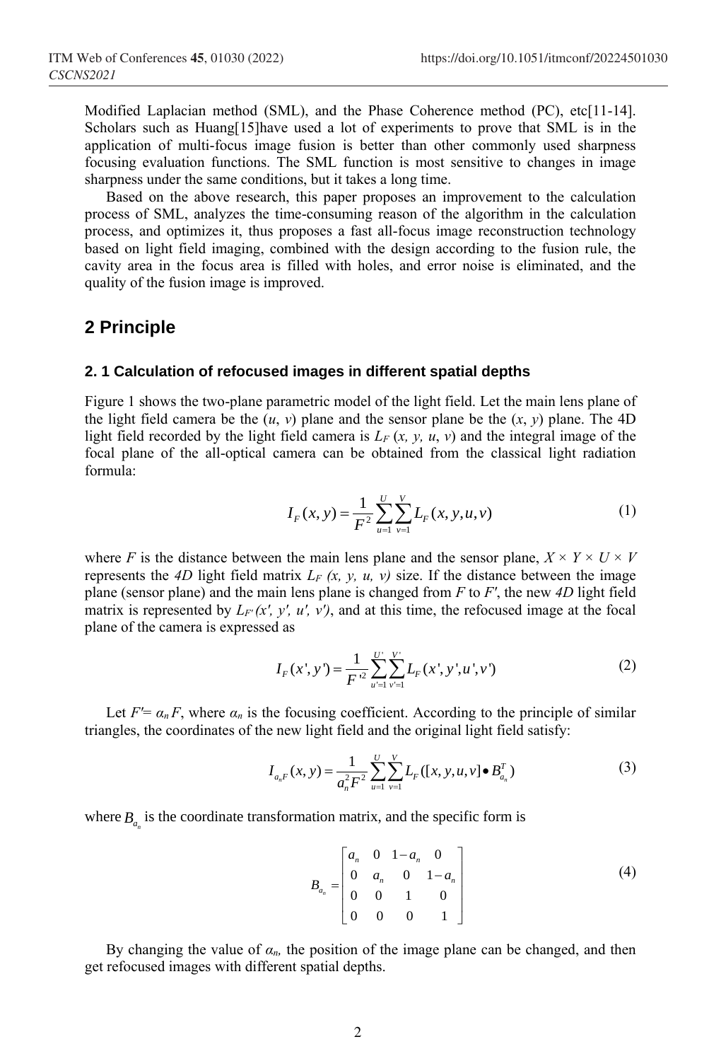Modified Laplacian method (SML), and the Phase Coherence method (PC), etc[11-14]. Scholars such as Huang[15]have used a lot of experiments to prove that SML is in the application of multi-focus image fusion is better than other commonly used sharpness focusing evaluation functions. The SML function is most sensitive to changes in image sharpness under the same conditions, but it takes a long time.

Based on the above research, this paper proposes an improvement to the calculation process of SML, analyzes the time-consuming reason of the algorithm in the calculation process, and optimizes it, thus proposes a fast all-focus image reconstruction technology based on light field imaging, combined with the design according to the fusion rule, the cavity area in the focus area is filled with holes, and error noise is eliminated, and the quality of the fusion image is improved.

## 2 Principle

### 2. 1 Calculation of refocused images in different spatial depths

Figure 1 shows the two-plane parametric model of the light field. Let the main lens plane of the light field camera be the ($u$, $v$) plane and the sensor plane be the ($x$, $y$) plane. The 4D light field recorded by the light field camera is $L_F(x, y, u, v)$ and the integral image of the focal plane of the all-optical camera can be obtained from the classical light radiation formula:

$$I_F(x,y) = \frac{1}{F^2}\sum_{u=1}^{U}\sum_{v=1}^{V} L_F(x,y,u,v) \tag{1}$$

where $F$ is the distance between the main lens plane and the sensor plane, $X \times Y \times U \times V$ represents the *4D* light field matrix $L_F(x, y, u, v)$ size. If the distance between the image plane (sensor plane) and the main lens plane is changed from $F$ to $F'$, the new *4D* light field matrix is represented by $L_{F'}(x', y', u', v')$, and at this time, the refocused image at the focal plane of the camera is expressed as

$$I_F(x',y') = \frac{1}{F'^2}\sum_{u'=1}^{U'}\sum_{v'=1}^{V'} L_F(x',y',u',v') \tag{2}$$

Let $F' = \alpha_n F$, where $\alpha_n$ is the focusing coefficient. According to the principle of similar triangles, the coordinates of the new light field and the original light field satisfy:

$$I_{a_nF}(x,y) = \frac{1}{a_n^2F^2}\sum_{u=1}^{U}\sum_{v=1}^{V} L_F([x,y,u,v]\bullet B_{a_n}^T) \tag{3}$$

where $B_{a_n}$ is the coordinate transformation matrix, and the specific form is

$$B_{a_n} = \begin{bmatrix} a_n & 0 & 1-a_n & 0 \\ 0 & a_n & 0 & 1-a_n \\ 0 & 0 & 1 & 0 \\ 0 & 0 & 0 & 1 \end{bmatrix} \tag{4}$$

By changing the value of $\alpha_n$, the position of the image plane can be changed, and then get refocused images with different spatial depths.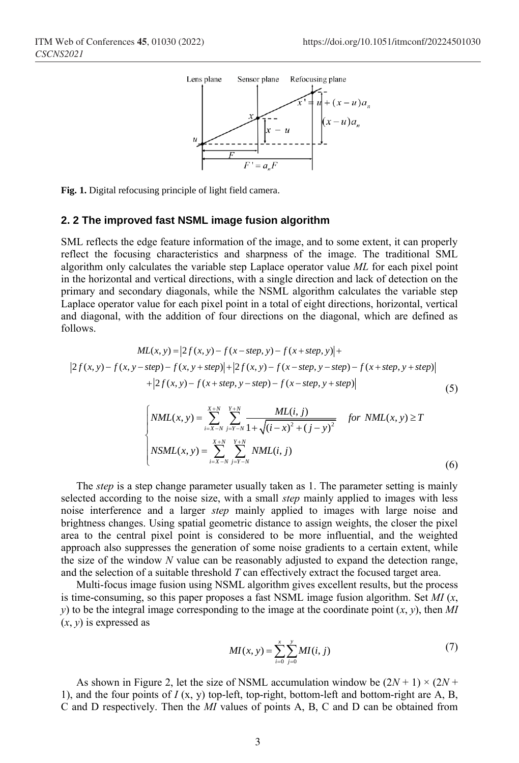Fig. 1. Digital refocusing principle of light field camera.

### 2. 2 The improved fast NSML image fusion algorithm

SML reflects the edge feature information of the image, and to some extent, it can properly reflect the focusing characteristics and sharpness of the image. The traditional SML algorithm only calculates the variable step Laplace operator value *ML* for each pixel point in the horizontal and vertical directions, with a single direction and lack of detection on the primary and secondary diagonals, while the NSML algorithm calculates the variable step Laplace operator value for each pixel point in a total of eight directions, horizontal, vertical and diagonal, with the addition of four directions on the diagonal, which are defined as follows.

$$
\begin{aligned}
ML(x,y) &= \left|2f(x,y) - f(x-step,y) - f(x+step,y)\right| + \\
&\left|2f(x,y) - f(x,y-step) - f(x,y+step)\right| + \left|2f(x,y) - f(x-step,y-step) - f(x+step,y+step)\right| \\
&+ \left|2f(x,y) - f(x+step,y-step) - f(x-step,y+step)\right|
\end{aligned}
\tag{5}
$$

$$
\begin{cases}
NML(x,y) = \displaystyle\sum_{i=X-N}^{X+N}\sum_{j=Y-N}^{Y+N} \frac{ML(i,j)}{1+\sqrt{(i-x)^2+(j-y)^2}} \quad for\ NML(x,y) \geq T \\
NSML(x,y) = \displaystyle\sum_{i=X-N}^{X+N}\sum_{j=Y-N}^{Y+N} NML(i,j)
\end{cases}
\tag{6}
$$

The *step* is a step change parameter usually taken as 1. The parameter setting is mainly selected according to the noise size, with a small *step* mainly applied to images with less noise interference and a larger *step* mainly applied to images with large noise and brightness changes. Using spatial geometric distance to assign weights, the closer the pixel area to the central pixel point is considered to be more influential, and the weighted approach also suppresses the generation of some noise gradients to a certain extent, while the size of the window *N* value can be reasonably adjusted to expand the detection range, and the selection of a suitable threshold *T* can effectively extract the focused target area.

Multi-focus image fusion using NSML algorithm gives excellent results, but the process is time-consuming, so this paper proposes a fast NSML image fusion algorithm. Set *MI* (*x*, *y*) to be the integral image corresponding to the image at the coordinate point (*x*, *y*), then *MI* (*x*, *y*) is expressed as

$$
MI(x,y) = \sum_{i=0}^{x}\sum_{j=0}^{y} MI(i,j)
\tag{7}
$$

As shown in Figure 2, let the size of NSML accumulation window be $(2N + 1) \times (2N + 1)$, and the four points of *I* (x, y) top-left, top-right, bottom-left and bottom-right are A, B, C and D respectively. Then the *MI* values of points A, B, C and D can be obtained from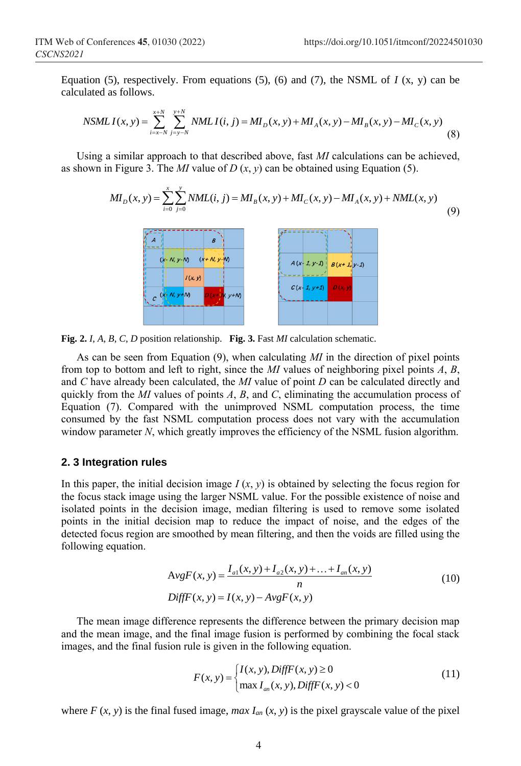Equation (5), respectively. From equations (5), (6) and (7), the NSML of $I$ (x, y) can be calculated as follows.

$$NSML\,I(x,y)=\sum_{i=x-N}^{x+N}\sum_{j=y-N}^{y+N}NML\,I(i,j)=MI_D(x,y)+MI_A(x,y)-MI_B(x,y)-MI_C(x,y) \tag{8}$$

Using a similar approach to that described above, fast $MI$ calculations can be achieved, as shown in Figure 3. The $MI$ value of $D$ $(x, y)$ can be obtained using Equation (5).

$$MI_D(x,y)=\sum_{i=0}^{x}\sum_{j=0}^{y}NML(i,j)=MI_B(x,y)+MI_C(x,y)-MI_A(x,y)+NML(x,y) \tag{9}$$

**Fig. 2.** $I$, $A$, $B$, $C$, $D$ position relationship. **Fig. 3.** Fast $MI$ calculation schematic.

As can be seen from Equation (9), when calculating $MI$ in the direction of pixel points from top to bottom and left to right, since the $MI$ values of neighboring pixel points $A$, $B$, and $C$ have already been calculated, the $MI$ value of point $D$ can be calculated directly and quickly from the $MI$ values of points $A$, $B$, and $C$, eliminating the accumulation process of Equation (7). Compared with the unimproved NSML computation process, the time consumed by the fast NSML computation process does not vary with the accumulation window parameter $N$, which greatly improves the efficiency of the NSML fusion algorithm.

### 2. 3 Integration rules

In this paper, the initial decision image $I$ $(x, y)$ is obtained by selecting the focus region for the focus stack image using the larger NSML value. For the possible existence of noise and isolated points in the decision image, median filtering is used to remove some isolated points in the initial decision map to reduce the impact of noise, and the edges of the detected focus region are smoothed by mean filtering, and then the voids are filled using the following equation.

$$\begin{aligned}AvgF(x,y)&=\frac{I_{a1}(x,y)+I_{a2}(x,y)+\ldots+I_{an}(x,y)}{n}\\ DiffF(x,y)&=I(x,y)-AvgF(x,y)\end{aligned} \tag{10}$$

The mean image difference represents the difference between the primary decision map and the mean image, and the final image fusion is performed by combining the focal stack images, and the final fusion rule is given in the following equation.

$$F(x,y)=\begin{cases}I(x,y), DiffF(x,y)\geq 0\\ \max I_{an}(x,y), DiffF(x,y)<0\end{cases} \tag{11}$$

where $F$ $(x, y)$ is the final fused image, $max\ I_{an}$ $(x, y)$ is the pixel grayscale value of the pixel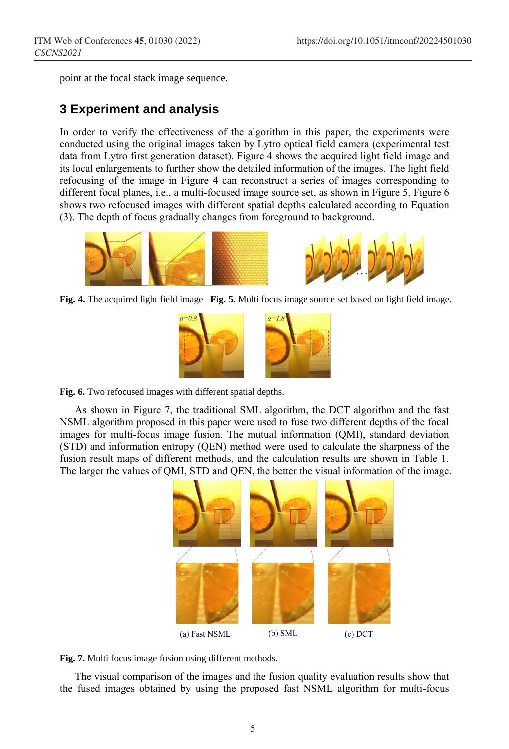point at the focal stack image sequence.

## 3 Experiment and analysis

In order to verify the effectiveness of the algorithm in this paper, the experiments were conducted using the original images taken by Lytro optical field camera (experimental test data from Lytro first generation dataset). Figure 4 shows the acquired light field image and its local enlargements to further show the detailed information of the images. The light field refocusing of the image in Figure 4 can reconstruct a series of images corresponding to different focal planes, i.e., a multi-focused image source set, as shown in Figure 5. Figure 6 shows two refocused images with different spatial depths calculated according to Equation (3). The depth of focus gradually changes from foreground to background.

**Fig. 4.** The acquired light field image **Fig. 5.** Multi focus image source set based on light field image.

**Fig. 6.** Two refocused images with different spatial depths.

As shown in Figure 7, the traditional SML algorithm, the DCT algorithm and the fast NSML algorithm proposed in this paper were used to fuse two different depths of the focal images for multi-focus image fusion. The mutual information (QMI), standard deviation (STD) and information entropy (QEN) method were used to calculate the sharpness of the fusion result maps of different methods, and the calculation results are shown in Table 1. The larger the values of QMI, STD and QEN, the better the visual information of the image.

(a) Fast NSML (b) SML (c) DCT

**Fig. 7.** Multi focus image fusion using different methods.

The visual comparison of the images and the fusion quality evaluation results show that the fused images obtained by using the proposed fast NSML algorithm for multi-focus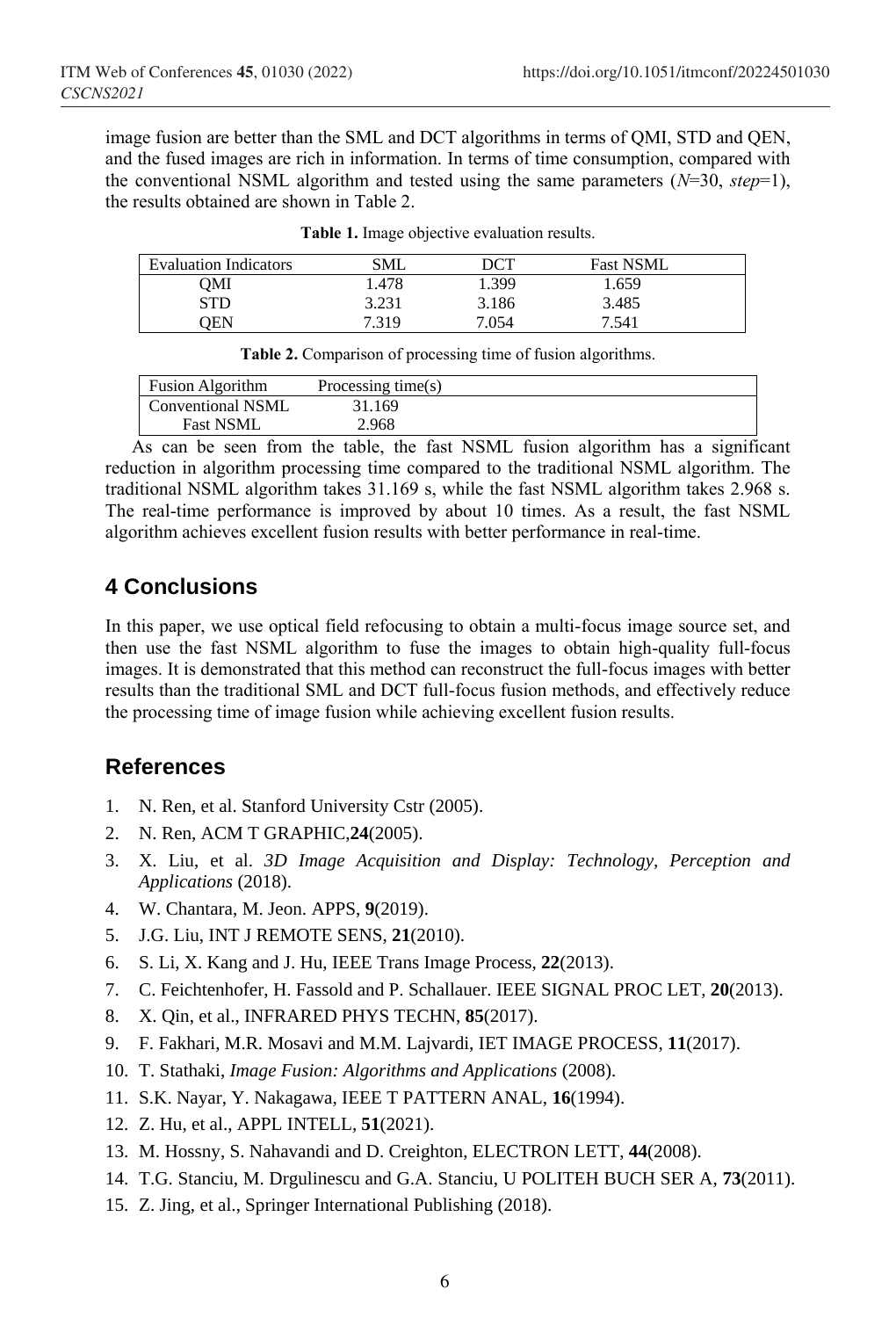image fusion are better than the SML and DCT algorithms in terms of QMI, STD and QEN, and the fused images are rich in information. In terms of time consumption, compared with the conventional NSML algorithm and tested using the same parameters ($N$=30, $step$=1), the results obtained are shown in Table 2.

**Table 1.** Image objective evaluation results.

| Evaluation Indicators | SML | DCT | Fast NSML |
|---|---|---|---|
| QMI | 1.478 | 1.399 | 1.659 |
| STD | 3.231 | 3.186 | 3.485 |
| QEN | 7.319 | 7.054 | 7.541 |

**Table 2.** Comparison of processing time of fusion algorithms.

| Fusion Algorithm | Processing time(s) |
|---|---|
| Conventional NSML | 31.169 |
| Fast NSML | 2.968 |

As can be seen from the table, the fast NSML fusion algorithm has a significant reduction in algorithm processing time compared to the traditional NSML algorithm. The traditional NSML algorithm takes 31.169 s, while the fast NSML algorithm takes 2.968 s. The real-time performance is improved by about 10 times. As a result, the fast NSML algorithm achieves excellent fusion results with better performance in real-time.

## 4 Conclusions

In this paper, we use optical field refocusing to obtain a multi-focus image source set, and then use the fast NSML algorithm to fuse the images to obtain high-quality full-focus images. It is demonstrated that this method can reconstruct the full-focus images with better results than the traditional SML and DCT full-focus fusion methods, and effectively reduce the processing time of image fusion while achieving excellent fusion results.

## References

1. N. Ren, et al. Stanford University Cstr (2005).
2. N. Ren, ACM T GRAPHIC,**24**(2005).
3. X. Liu, et al. *3D Image Acquisition and Display: Technology, Perception and Applications* (2018).
4. W. Chantara, M. Jeon. APPS, **9**(2019).
5. J.G. Liu, INT J REMOTE SENS, **21**(2010).
6. S. Li, X. Kang and J. Hu, IEEE Trans Image Process, **22**(2013).
7. C. Feichtenhofer, H. Fassold and P. Schallauer. IEEE SIGNAL PROC LET, **20**(2013).
8. X. Qin, et al., INFRARED PHYS TECHN, **85**(2017).
9. F. Fakhari, M.R. Mosavi and M.M. Lajvardi, IET IMAGE PROCESS, **11**(2017).
10. T. Stathaki, *Image Fusion: Algorithms and Applications* (2008).
11. S.K. Nayar, Y. Nakagawa, IEEE T PATTERN ANAL, **16**(1994).
12. Z. Hu, et al., APPL INTELL, **51**(2021).
13. M. Hossny, S. Nahavandi and D. Creighton, ELECTRON LETT, **44**(2008).
14. T.G. Stanciu, M. Drgulinescu and G.A. Stanciu, U POLITEH BUCH SER A, **73**(2011).
15. Z. Jing, et al., Springer International Publishing (2018).